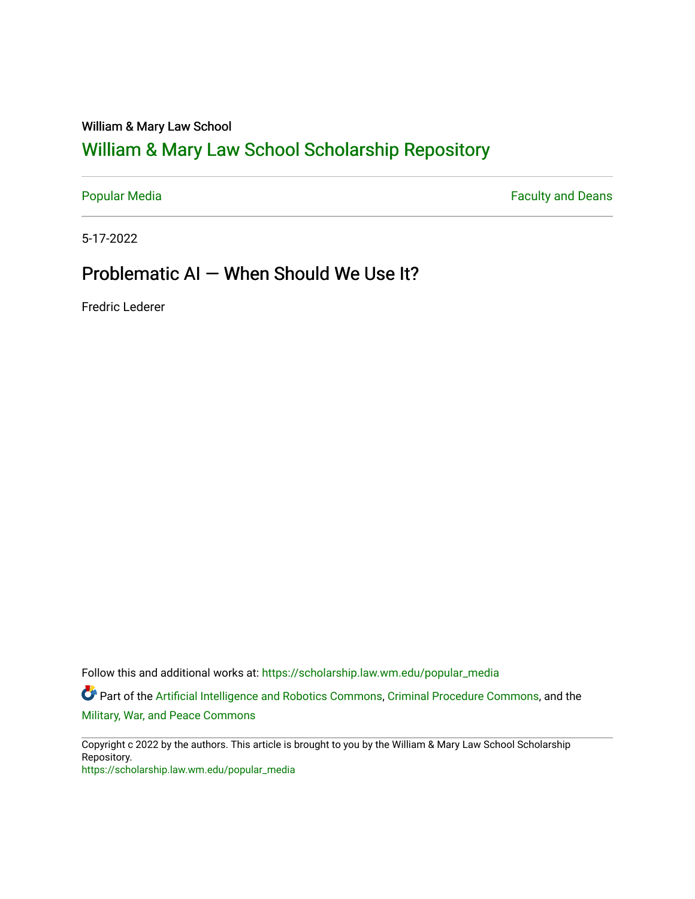William & Mary Law School

# William & Mary Law School Scholarship Repository

Popular Media | Faculty and Deans

5-17-2022

## Problematic AI — When Should We Use It?

Fredric Lederer

Follow this and additional works at: https://scholarship.law.wm.edu/popular_media

Part of the Artificial Intelligence and Robotics Commons, Criminal Procedure Commons, and the Military, War, and Peace Commons

Copyright c 2022 by the authors. This article is brought to you by the William & Mary Law School Scholarship Repository.
https://scholarship.law.wm.edu/popular_media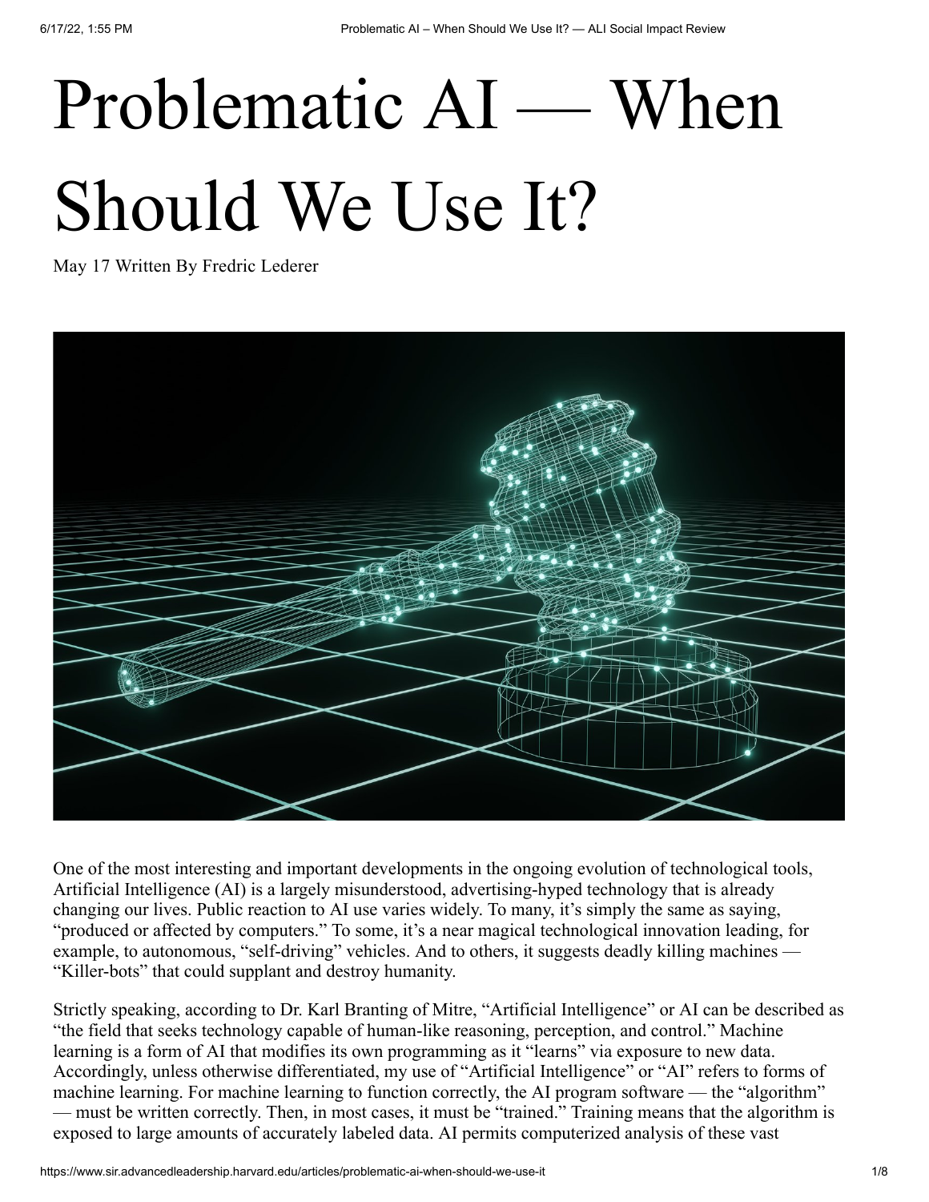# Problematic AI — When Should We Use It?

May 17 Written By Fredric Lederer

One of the most interesting and important developments in the ongoing evolution of technological tools, Artificial Intelligence (AI) is a largely misunderstood, advertising-hyped technology that is already changing our lives. Public reaction to AI use varies widely. To many, it's simply the same as saying, "produced or affected by computers." To some, it's a near magical technological innovation leading, for example, to autonomous, "self-driving" vehicles. And to others, it suggests deadly killing machines — "Killer-bots" that could supplant and destroy humanity.

Strictly speaking, according to Dr. Karl Branting of Mitre, "Artificial Intelligence" or AI can be described as "the field that seeks technology capable of human-like reasoning, perception, and control." Machine learning is a form of AI that modifies its own programming as it "learns" via exposure to new data. Accordingly, unless otherwise differentiated, my use of "Artificial Intelligence" or "AI" refers to forms of machine learning. For machine learning to function correctly, the AI program software — the "algorithm" — must be written correctly. Then, in most cases, it must be "trained." Training means that the algorithm is exposed to large amounts of accurately labeled data. AI permits computerized analysis of these vast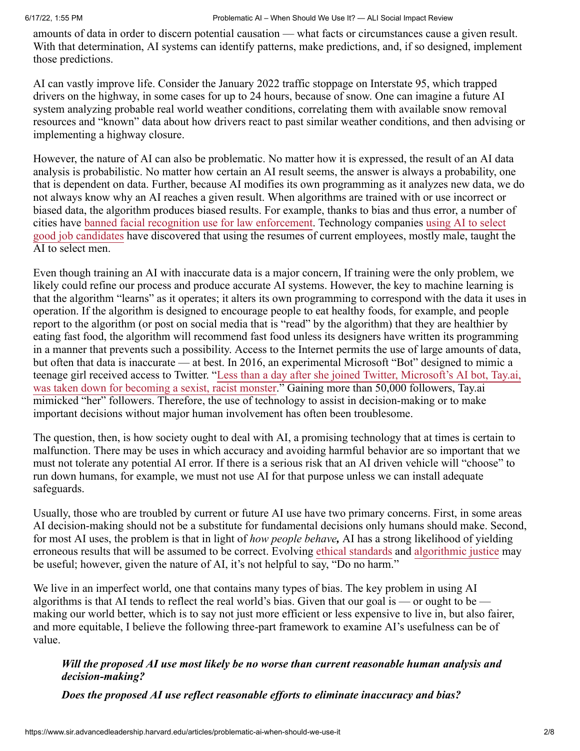amounts of data in order to discern potential causation — what facts or circumstances cause a given result. With that determination, AI systems can identify patterns, make predictions, and, if so designed, implement those predictions.

AI can vastly improve life. Consider the January 2022 traffic stoppage on Interstate 95, which trapped drivers on the highway, in some cases for up to 24 hours, because of snow. One can imagine a future AI system analyzing probable real world weather conditions, correlating them with available snow removal resources and "known" data about how drivers react to past similar weather conditions, and then advising or implementing a highway closure.

However, the nature of AI can also be problematic. No matter how it is expressed, the result of an AI data analysis is probabilistic. No matter how certain an AI result seems, the answer is always a probability, one that is dependent on data. Further, because AI modifies its own programming as it analyzes new data, we do not always know why an AI reaches a given result. When algorithms are trained with or use incorrect or biased data, the algorithm produces biased results. For example, thanks to bias and thus error, a number of cities have banned facial recognition use for law enforcement. Technology companies using AI to select good job candidates have discovered that using the resumes of current employees, mostly male, taught the AI to select men.

Even though training an AI with inaccurate data is a major concern, If training were the only problem, we likely could refine our process and produce accurate AI systems. However, the key to machine learning is that the algorithm "learns" as it operates; it alters its own programming to correspond with the data it uses in operation. If the algorithm is designed to encourage people to eat healthy foods, for example, and people report to the algorithm (or post on social media that is "read" by the algorithm) that they are healthier by eating fast food, the algorithm will recommend fast food unless its designers have written its programming in a manner that prevents such a possibility. Access to the Internet permits the use of large amounts of data, but often that data is inaccurate — at best. In 2016, an experimental Microsoft "Bot" designed to mimic a teenage girl received access to Twitter. "Less than a day after she joined Twitter, Microsoft's AI bot, Tay.ai, was taken down for becoming a sexist, racist monster." Gaining more than 50,000 followers, Tay.ai mimicked "her" followers. Therefore, the use of technology to assist in decision-making or to make important decisions without major human involvement has often been troublesome.

The question, then, is how society ought to deal with AI, a promising technology that at times is certain to malfunction. There may be uses in which accuracy and avoiding harmful behavior are so important that we must not tolerate any potential AI error. If there is a serious risk that an AI driven vehicle will "choose" to run down humans, for example, we must not use AI for that purpose unless we can install adequate safeguards.

Usually, those who are troubled by current or future AI use have two primary concerns. First, in some areas AI decision-making should not be a substitute for fundamental decisions only humans should make. Second, for most AI uses, the problem is that in light of *how people behave,* AI has a strong likelihood of yielding erroneous results that will be assumed to be correct. Evolving ethical standards and algorithmic justice may be useful; however, given the nature of AI, it's not helpful to say, "Do no harm."

We live in an imperfect world, one that contains many types of bias. The key problem in using AI algorithms is that AI tends to reflect the real world's bias. Given that our goal is — or ought to be — making our world better, which is to say not just more efficient or less expensive to live in, but also fairer, and more equitable, I believe the following three-part framework to examine AI's usefulness can be of value.

> ***Will the proposed AI use most likely be no worse than current reasonable human analysis and decision-making?***
>
> ***Does the proposed AI use reflect reasonable efforts to eliminate inaccuracy and bias?***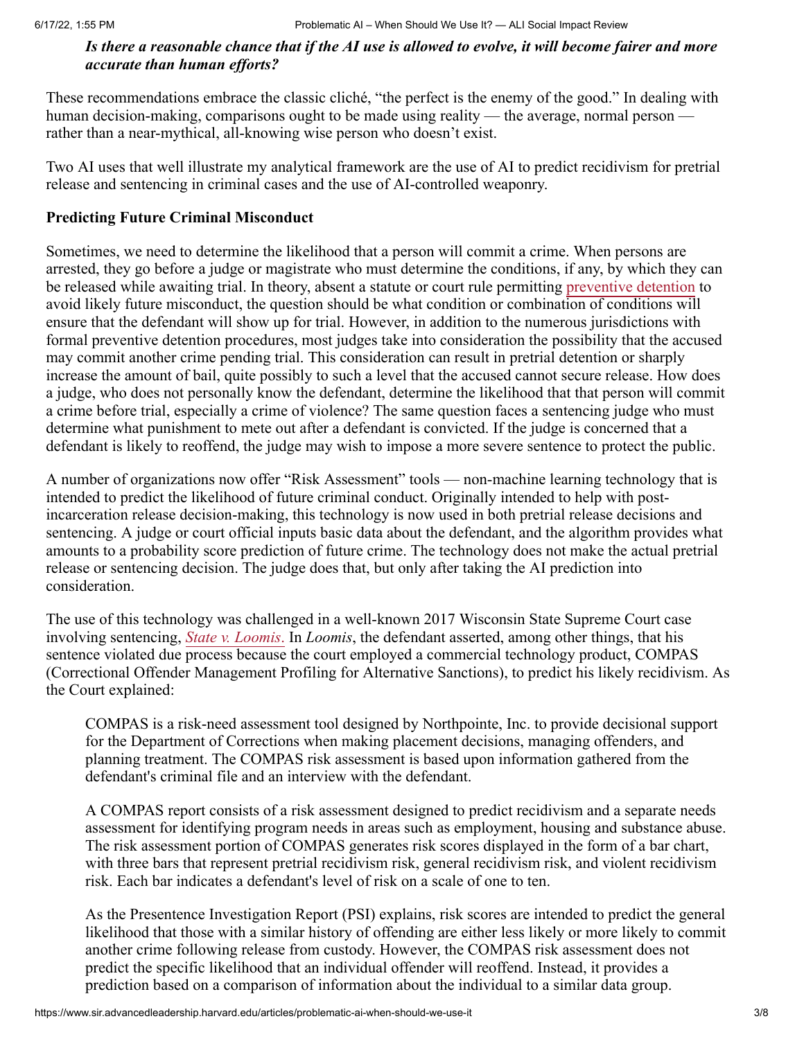***Is there a reasonable chance that if the AI use is allowed to evolve, it will become fairer and more accurate than human efforts?***

These recommendations embrace the classic cliché, "the perfect is the enemy of the good." In dealing with human decision-making, comparisons ought to be made using reality — the average, normal person — rather than a near-mythical, all-knowing wise person who doesn't exist.

Two AI uses that well illustrate my analytical framework are the use of AI to predict recidivism for pretrial release and sentencing in criminal cases and the use of AI-controlled weaponry.

**Predicting Future Criminal Misconduct**

Sometimes, we need to determine the likelihood that a person will commit a crime. When persons are arrested, they go before a judge or magistrate who must determine the conditions, if any, by which they can be released while awaiting trial. In theory, absent a statute or court rule permitting preventive detention to avoid likely future misconduct, the question should be what condition or combination of conditions will ensure that the defendant will show up for trial. However, in addition to the numerous jurisdictions with formal preventive detention procedures, most judges take into consideration the possibility that the accused may commit another crime pending trial. This consideration can result in pretrial detention or sharply increase the amount of bail, quite possibly to such a level that the accused cannot secure release. How does a judge, who does not personally know the defendant, determine the likelihood that that person will commit a crime before trial, especially a crime of violence? The same question faces a sentencing judge who must determine what punishment to mete out after a defendant is convicted. If the judge is concerned that a defendant is likely to reoffend, the judge may wish to impose a more severe sentence to protect the public.

A number of organizations now offer "Risk Assessment" tools — non-machine learning technology that is intended to predict the likelihood of future criminal conduct. Originally intended to help with post-incarceration release decision-making, this technology is now used in both pretrial release decisions and sentencing. A judge or court official inputs basic data about the defendant, and the algorithm provides what amounts to a probability score prediction of future crime. The technology does not make the actual pretrial release or sentencing decision. The judge does that, but only after taking the AI prediction into consideration.

The use of this technology was challenged in a well-known 2017 Wisconsin State Supreme Court case involving sentencing, *State v. Loomis*. In *Loomis*, the defendant asserted, among other things, that his sentence violated due process because the court employed a commercial technology product, COMPAS (Correctional Offender Management Profiling for Alternative Sanctions), to predict his likely recidivism. As the Court explained:

> COMPAS is a risk-need assessment tool designed by Northpointe, Inc. to provide decisional support for the Department of Corrections when making placement decisions, managing offenders, and planning treatment. The COMPAS risk assessment is based upon information gathered from the defendant's criminal file and an interview with the defendant.
>
> A COMPAS report consists of a risk assessment designed to predict recidivism and a separate needs assessment for identifying program needs in areas such as employment, housing and substance abuse. The risk assessment portion of COMPAS generates risk scores displayed in the form of a bar chart, with three bars that represent pretrial recidivism risk, general recidivism risk, and violent recidivism risk. Each bar indicates a defendant's level of risk on a scale of one to ten.
>
> As the Presentence Investigation Report (PSI) explains, risk scores are intended to predict the general likelihood that those with a similar history of offending are either less likely or more likely to commit another crime following release from custody. However, the COMPAS risk assessment does not predict the specific likelihood that an individual offender will reoffend. Instead, it provides a prediction based on a comparison of information about the individual to a similar data group.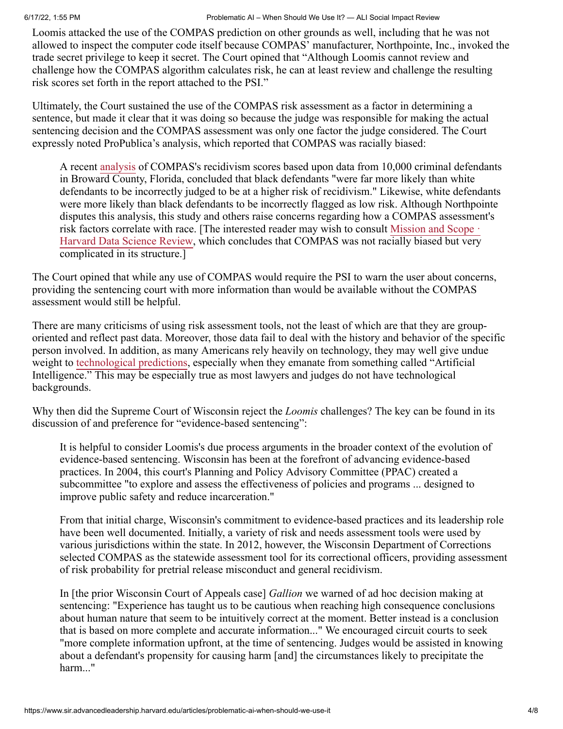Loomis attacked the use of the COMPAS prediction on other grounds as well, including that he was not allowed to inspect the computer code itself because COMPAS' manufacturer, Northpointe, Inc., invoked the trade secret privilege to keep it secret. The Court opined that "Although Loomis cannot review and challenge how the COMPAS algorithm calculates risk, he can at least review and challenge the resulting risk scores set forth in the report attached to the PSI."

Ultimately, the Court sustained the use of the COMPAS risk assessment as a factor in determining a sentence, but made it clear that it was doing so because the judge was responsible for making the actual sentencing decision and the COMPAS assessment was only one factor the judge considered. The Court expressly noted ProPublica's analysis, which reported that COMPAS was racially biased:

> A recent analysis of COMPAS's recidivism scores based upon data from 10,000 criminal defendants in Broward County, Florida, concluded that black defendants "were far more likely than white defendants to be incorrectly judged to be at a higher risk of recidivism." Likewise, white defendants were more likely than black defendants to be incorrectly flagged as low risk. Although Northpointe disputes this analysis, this study and others raise concerns regarding how a COMPAS assessment's risk factors correlate with race. [The interested reader may wish to consult Mission and Scope · Harvard Data Science Review, which concludes that COMPAS was not racially biased but very complicated in its structure.]

The Court opined that while any use of COMPAS would require the PSI to warn the user about concerns, providing the sentencing court with more information than would be available without the COMPAS assessment would still be helpful.

There are many criticisms of using risk assessment tools, not the least of which are that they are group-oriented and reflect past data. Moreover, those data fail to deal with the history and behavior of the specific person involved. In addition, as many Americans rely heavily on technology, they may well give undue weight to technological predictions, especially when they emanate from something called "Artificial Intelligence." This may be especially true as most lawyers and judges do not have technological backgrounds.

Why then did the Supreme Court of Wisconsin reject the *Loomis* challenges? The key can be found in its discussion of and preference for "evidence-based sentencing":

> It is helpful to consider Loomis's due process arguments in the broader context of the evolution of evidence-based sentencing. Wisconsin has been at the forefront of advancing evidence-based practices. In 2004, this court's Planning and Policy Advisory Committee (PPAC) created a subcommittee "to explore and assess the effectiveness of policies and programs ... designed to improve public safety and reduce incarceration."
>
> From that initial charge, Wisconsin's commitment to evidence-based practices and its leadership role have been well documented. Initially, a variety of risk and needs assessment tools were used by various jurisdictions within the state. In 2012, however, the Wisconsin Department of Corrections selected COMPAS as the statewide assessment tool for its correctional officers, providing assessment of risk probability for pretrial release misconduct and general recidivism.
>
> In [the prior Wisconsin Court of Appeals case] *Gallion* we warned of ad hoc decision making at sentencing: "Experience has taught us to be cautious when reaching high consequence conclusions about human nature that seem to be intuitively correct at the moment. Better instead is a conclusion that is based on more complete and accurate information..." We encouraged circuit courts to seek "more complete information upfront, at the time of sentencing. Judges would be assisted in knowing about a defendant's propensity for causing harm [and] the circumstances likely to precipitate the harm..."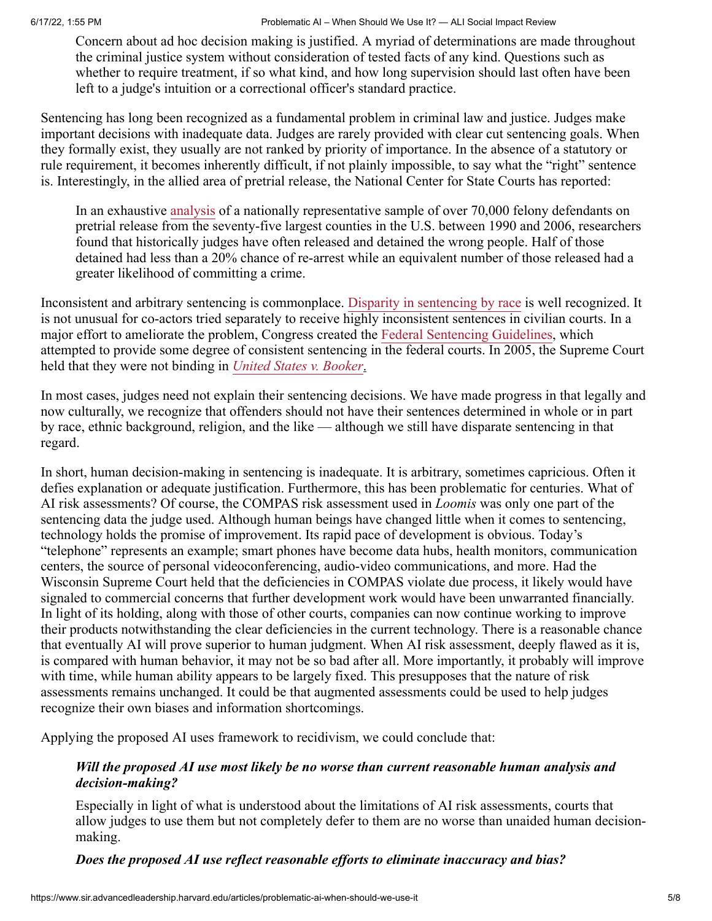> Concern about ad hoc decision making is justified. A myriad of determinations are made throughout the criminal justice system without consideration of tested facts of any kind. Questions such as whether to require treatment, if so what kind, and how long supervision should last often have been left to a judge's intuition or a correctional officer's standard practice.

Sentencing has long been recognized as a fundamental problem in criminal law and justice. Judges make important decisions with inadequate data. Judges are rarely provided with clear cut sentencing goals. When they formally exist, they usually are not ranked by priority of importance. In the absence of a statutory or rule requirement, it becomes inherently difficult, if not plainly impossible, to say what the "right" sentence is. Interestingly, in the allied area of pretrial release, the National Center for State Courts has reported:

> In an exhaustive analysis of a nationally representative sample of over 70,000 felony defendants on pretrial release from the seventy-five largest counties in the U.S. between 1990 and 2006, researchers found that historically judges have often released and detained the wrong people. Half of those detained had less than a 20% chance of re-arrest while an equivalent number of those released had a greater likelihood of committing a crime.

Inconsistent and arbitrary sentencing is commonplace. Disparity in sentencing by race is well recognized. It is not unusual for co-actors tried separately to receive highly inconsistent sentences in civilian courts. In a major effort to ameliorate the problem, Congress created the Federal Sentencing Guidelines, which attempted to provide some degree of consistent sentencing in the federal courts. In 2005, the Supreme Court held that they were not binding in *United States v. Booker*.

In most cases, judges need not explain their sentencing decisions. We have made progress in that legally and now culturally, we recognize that offenders should not have their sentences determined in whole or in part by race, ethnic background, religion, and the like — although we still have disparate sentencing in that regard.

In short, human decision-making in sentencing is inadequate. It is arbitrary, sometimes capricious. Often it defies explanation or adequate justification. Furthermore, this has been problematic for centuries. What of AI risk assessments? Of course, the COMPAS risk assessment used in *Loomis* was only one part of the sentencing data the judge used. Although human beings have changed little when it comes to sentencing, technology holds the promise of improvement. Its rapid pace of development is obvious. Today's "telephone" represents an example; smart phones have become data hubs, health monitors, communication centers, the source of personal videoconferencing, audio-video communications, and more. Had the Wisconsin Supreme Court held that the deficiencies in COMPAS violate due process, it likely would have signaled to commercial concerns that further development work would have been unwarranted financially. In light of its holding, along with those of other courts, companies can now continue working to improve their products notwithstanding the clear deficiencies in the current technology. There is a reasonable chance that eventually AI will prove superior to human judgment. When AI risk assessment, deeply flawed as it is, is compared with human behavior, it may not be so bad after all. More importantly, it probably will improve with time, while human ability appears to be largely fixed. This presupposes that the nature of risk assessments remains unchanged. It could be that augmented assessments could be used to help judges recognize their own biases and information shortcomings.

Applying the proposed AI uses framework to recidivism, we could conclude that:

> ***Will the proposed AI use most likely be no worse than current reasonable human analysis and decision-making?***
>
> Especially in light of what is understood about the limitations of AI risk assessments, courts that allow judges to use them but not completely defer to them are no worse than unaided human decision-making.
>
> ***Does the proposed AI use reflect reasonable efforts to eliminate inaccuracy and bias?***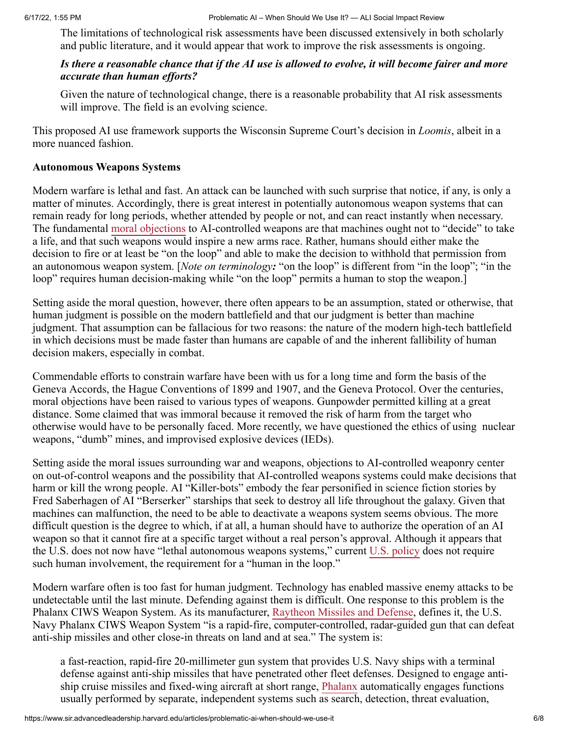The limitations of technological risk assessments have been discussed extensively in both scholarly and public literature, and it would appear that work to improve the risk assessments is ongoing.

> ***Is there a reasonable chance that if the AI use is allowed to evolve, it will become fairer and more accurate than human efforts?***
>
> Given the nature of technological change, there is a reasonable probability that AI risk assessments will improve. The field is an evolving science.

This proposed AI use framework supports the Wisconsin Supreme Court's decision in *Loomis*, albeit in a more nuanced fashion.

**Autonomous Weapons Systems**

Modern warfare is lethal and fast. An attack can be launched with such surprise that notice, if any, is only a matter of minutes. Accordingly, there is great interest in potentially autonomous weapon systems that can remain ready for long periods, whether attended by people or not, and can react instantly when necessary. The fundamental moral objections to AI-controlled weapons are that machines ought not to "decide" to take a life, and that such weapons would inspire a new arms race. Rather, humans should either make the decision to fire or at least be "on the loop" and able to make the decision to withhold that permission from an autonomous weapon system. [*Note on terminology:* "on the loop" is different from "in the loop"; "in the loop" requires human decision-making while "on the loop" permits a human to stop the weapon.]

Setting aside the moral question, however, there often appears to be an assumption, stated or otherwise, that human judgment is possible on the modern battlefield and that our judgment is better than machine judgment. That assumption can be fallacious for two reasons: the nature of the modern high-tech battlefield in which decisions must be made faster than humans are capable of and the inherent fallibility of human decision makers, especially in combat.

Commendable efforts to constrain warfare have been with us for a long time and form the basis of the Geneva Accords, the Hague Conventions of 1899 and 1907, and the Geneva Protocol. Over the centuries, moral objections have been raised to various types of weapons. Gunpowder permitted killing at a great distance. Some claimed that was immoral because it removed the risk of harm from the target who otherwise would have to be personally faced. More recently, we have questioned the ethics of using nuclear weapons, "dumb" mines, and improvised explosive devices (IEDs).

Setting aside the moral issues surrounding war and weapons, objections to AI-controlled weaponry center on out-of-control weapons and the possibility that AI-controlled weapons systems could make decisions that harm or kill the wrong people. AI "Killer-bots" embody the fear personified in science fiction stories by Fred Saberhagen of AI "Berserker" starships that seek to destroy all life throughout the galaxy. Given that machines can malfunction, the need to be able to deactivate a weapons system seems obvious. The more difficult question is the degree to which, if at all, a human should have to authorize the operation of an AI weapon so that it cannot fire at a specific target without a real person's approval. Although it appears that the U.S. does not now have "lethal autonomous weapons systems," current U.S. policy does not require such human involvement, the requirement for a "human in the loop."

Modern warfare often is too fast for human judgment. Technology has enabled massive enemy attacks to be undetectable until the last minute. Defending against them is difficult. One response to this problem is the Phalanx CIWS Weapon System. As its manufacturer, Raytheon Missiles and Defense, defines it, the U.S. Navy Phalanx CIWS Weapon System "is a rapid-fire, computer-controlled, radar-guided gun that can defeat anti-ship missiles and other close-in threats on land and at sea." The system is:

> a fast-reaction, rapid-fire 20-millimeter gun system that provides U.S. Navy ships with a terminal defense against anti-ship missiles that have penetrated other fleet defenses. Designed to engage anti-ship cruise missiles and fixed-wing aircraft at short range, Phalanx automatically engages functions usually performed by separate, independent systems such as search, detection, threat evaluation,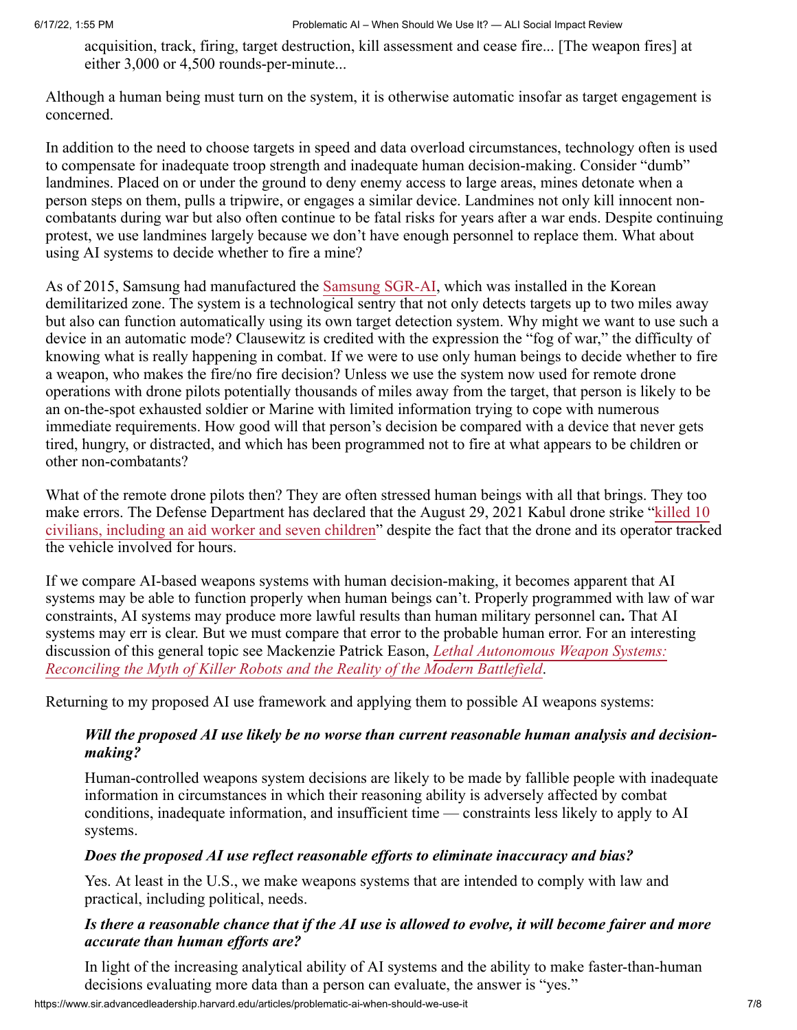> acquisition, track, firing, target destruction, kill assessment and cease fire... [The weapon fires] at either 3,000 or 4,500 rounds-per-minute...

Although a human being must turn on the system, it is otherwise automatic insofar as target engagement is concerned.

In addition to the need to choose targets in speed and data overload circumstances, technology often is used to compensate for inadequate troop strength and inadequate human decision-making. Consider "dumb" landmines. Placed on or under the ground to deny enemy access to large areas, mines detonate when a person steps on them, pulls a tripwire, or engages a similar device. Landmines not only kill innocent non-combatants during war but also often continue to be fatal risks for years after a war ends. Despite continuing protest, we use landmines largely because we don't have enough personnel to replace them. What about using AI systems to decide whether to fire a mine?

As of 2015, Samsung had manufactured the Samsung SGR-AI, which was installed in the Korean demilitarized zone. The system is a technological sentry that not only detects targets up to two miles away but also can function automatically using its own target detection system. Why might we want to use such a device in an automatic mode? Clausewitz is credited with the expression the "fog of war," the difficulty of knowing what is really happening in combat. If we were to use only human beings to decide whether to fire a weapon, who makes the fire/no fire decision? Unless we use the system now used for remote drone operations with drone pilots potentially thousands of miles away from the target, that person is likely to be an on-the-spot exhausted soldier or Marine with limited information trying to cope with numerous immediate requirements. How good will that person's decision be compared with a device that never gets tired, hungry, or distracted, and which has been programmed not to fire at what appears to be children or other non-combatants?

What of the remote drone pilots then? They are often stressed human beings with all that brings. They too make errors. The Defense Department has declared that the August 29, 2021 Kabul drone strike "killed 10 civilians, including an aid worker and seven children" despite the fact that the drone and its operator tracked the vehicle involved for hours.

If we compare AI-based weapons systems with human decision-making, it becomes apparent that AI systems may be able to function properly when human beings can't. Properly programmed with law of war constraints, AI systems may produce more lawful results than human military personnel can**.** That AI systems may err is clear. But we must compare that error to the probable human error. For an interesting discussion of this general topic see Mackenzie Patrick Eason, *Lethal Autonomous Weapon Systems: Reconciling the Myth of Killer Robots and the Reality of the Modern Battlefield*.

Returning to my proposed AI use framework and applying them to possible AI weapons systems:

> ***Will the proposed AI use likely be no worse than current reasonable human analysis and decision-making?***
>
> Human-controlled weapons system decisions are likely to be made by fallible people with inadequate information in circumstances in which their reasoning ability is adversely affected by combat conditions, inadequate information, and insufficient time — constraints less likely to apply to AI systems.
>
> ***Does the proposed AI use reflect reasonable efforts to eliminate inaccuracy and bias?***
>
> Yes. At least in the U.S., we make weapons systems that are intended to comply with law and practical, including political, needs.
>
> ***Is there a reasonable chance that if the AI use is allowed to evolve, it will become fairer and more accurate than human efforts are?***
>
> In light of the increasing analytical ability of AI systems and the ability to make faster-than-human decisions evaluating more data than a person can evaluate, the answer is "yes."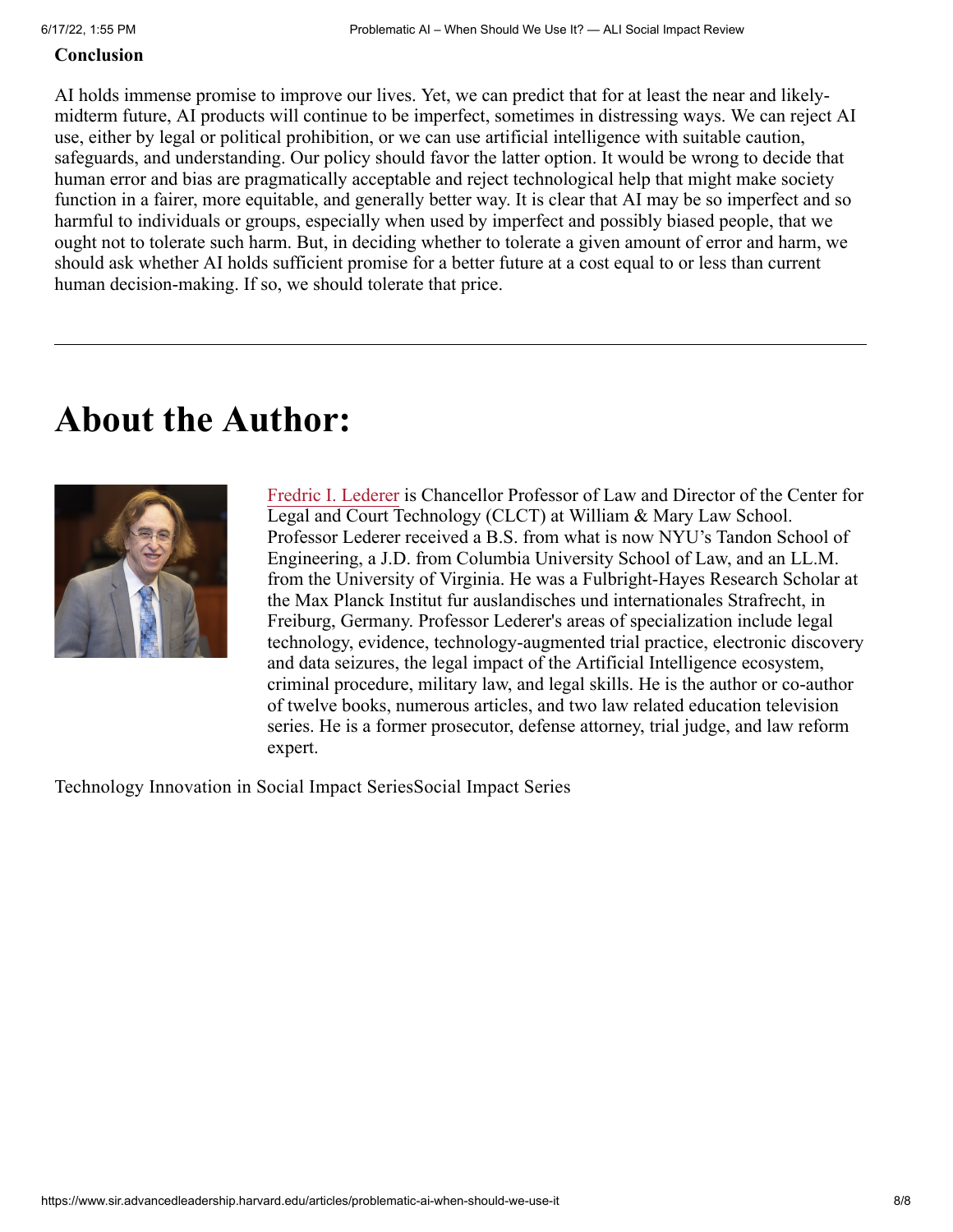**Conclusion**

AI holds immense promise to improve our lives. Yet, we can predict that for at least the near and likely-midterm future, AI products will continue to be imperfect, sometimes in distressing ways. We can reject AI use, either by legal or political prohibition, or we can use artificial intelligence with suitable caution, safeguards, and understanding. Our policy should favor the latter option. It would be wrong to decide that human error and bias are pragmatically acceptable and reject technological help that might make society function in a fairer, more equitable, and generally better way. It is clear that AI may be so imperfect and so harmful to individuals or groups, especially when used by imperfect and possibly biased people, that we ought not to tolerate such harm. But, in deciding whether to tolerate a given amount of error and harm, we should ask whether AI holds sufficient promise for a better future at a cost equal to or less than current human decision-making. If so, we should tolerate that price.

---

# About the Author:

Fredric I. Lederer is Chancellor Professor of Law and Director of the Center for Legal and Court Technology (CLCT) at William & Mary Law School. Professor Lederer received a B.S. from what is now NYU's Tandon School of Engineering, a J.D. from Columbia University School of Law, and an LL.M. from the University of Virginia. He was a Fulbright-Hayes Research Scholar at the Max Planck Institut fur auslandisches und internationales Strafrecht, in Freiburg, Germany. Professor Lederer's areas of specialization include legal technology, evidence, technology-augmented trial practice, electronic discovery and data seizures, the legal impact of the Artificial Intelligence ecosystem, criminal procedure, military law, and legal skills. He is the author or co-author of twelve books, numerous articles, and two law related education television series. He is a former prosecutor, defense attorney, trial judge, and law reform expert.

Technology Innovation in Social Impact SeriesSocial Impact Series